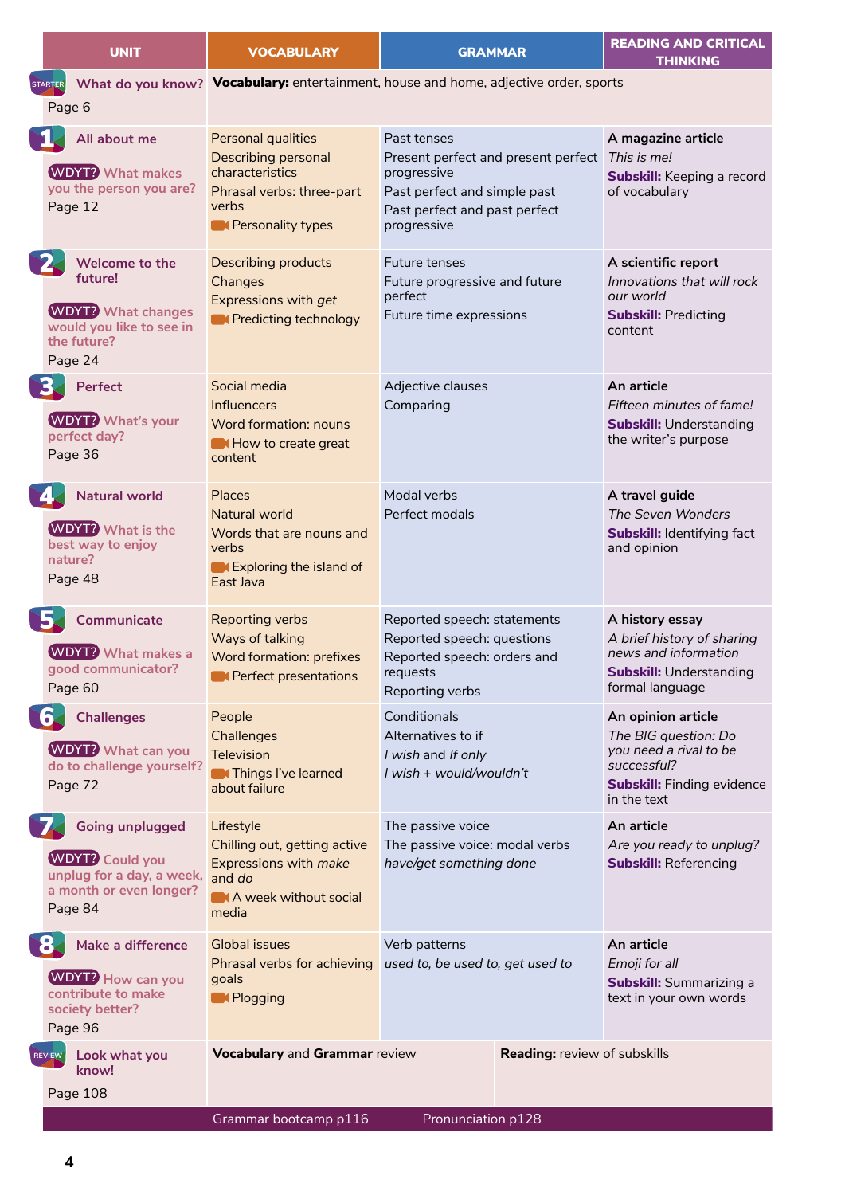| UNIT | VOCABULARY | GRAMMAR | READING AND CRITICAL THINKING |
|---|---|---|---|
| STARTER What do you know? Page 6 | **Vocabulary:** entertainment, house and home, adjective order, sports | | |
| **1 All about me** WDYT? What makes you the person you are? Page 12 | Personal qualities<br>Describing personal characteristics<br>Phrasal verbs: three-part verbs<br>Personality types | Past tenses<br>Present perfect and present perfect progressive<br>Past perfect and simple past<br>Past perfect and past perfect progressive | **A magazine article**<br>*This is me!*<br>**Subskill:** Keeping a record of vocabulary |
| **2 Welcome to the future!** WDYT? What changes would you like to see in the future? Page 24 | Describing products<br>Changes<br>Expressions with *get*<br>Predicting technology | Future tenses<br>Future progressive and future perfect<br>Future time expressions | **A scientific report**<br>*Innovations that will rock our world*<br>**Subskill:** Predicting content |
| **3 Perfect** WDYT? What's your perfect day? Page 36 | Social media<br>Influencers<br>Word formation: nouns<br>How to create great content | Adjective clauses<br>Comparing | **An article**<br>*Fifteen minutes of fame!*<br>**Subskill:** Understanding the writer's purpose |
| **4 Natural world** WDYT? What is the best way to enjoy nature? Page 48 | Places<br>Natural world<br>Words that are nouns and verbs<br>Exploring the island of East Java | Modal verbs<br>Perfect modals | **A travel guide**<br>*The Seven Wonders*<br>**Subskill:** Identifying fact and opinion |
| **5 Communicate** WDYT? What makes a good communicator? Page 60 | Reporting verbs<br>Ways of talking<br>Word formation: prefixes<br>Perfect presentations | Reported speech: statements<br>Reported speech: questions<br>Reported speech: orders and requests<br>Reporting verbs | **A history essay**<br>*A brief history of sharing news and information*<br>**Subskill:** Understanding formal language |
| **6 Challenges** WDYT? What can you do to challenge yourself? Page 72 | People<br>Challenges<br>Television<br>Things I've learned about failure | Conditionals<br>Alternatives to if<br>*I wish* and *If only*<br>*I wish + would/wouldn't* | **An opinion article**<br>*The BIG question: Do you need a rival to be successful?*<br>**Subskill:** Finding evidence in the text |
| **7 Going unplugged** WDYT? Could you unplug for a day, a week, a month or even longer? Page 84 | Lifestyle<br>Chilling out, getting active<br>Expressions with *make* and *do*<br>A week without social media | The passive voice<br>The passive voice: modal verbs<br>*have/get something done* | **An article**<br>*Are you ready to unplug?*<br>**Subskill:** Referencing |
| **8 Make a difference** WDYT? How can you contribute to make society better? Page 96 | Global issues<br>Phrasal verbs for achieving goals<br>Plogging | Verb patterns<br>*used to, be used to, get used to* | **An article**<br>*Emoji for all*<br>**Subskill:** Summarizing a text in your own words |
| REVIEW Look what you know! Page 108 | **Vocabulary** and **Grammar** review | **Reading:** review of subskills | |
| | Grammar bootcamp p116 | Pronunciation p128 | |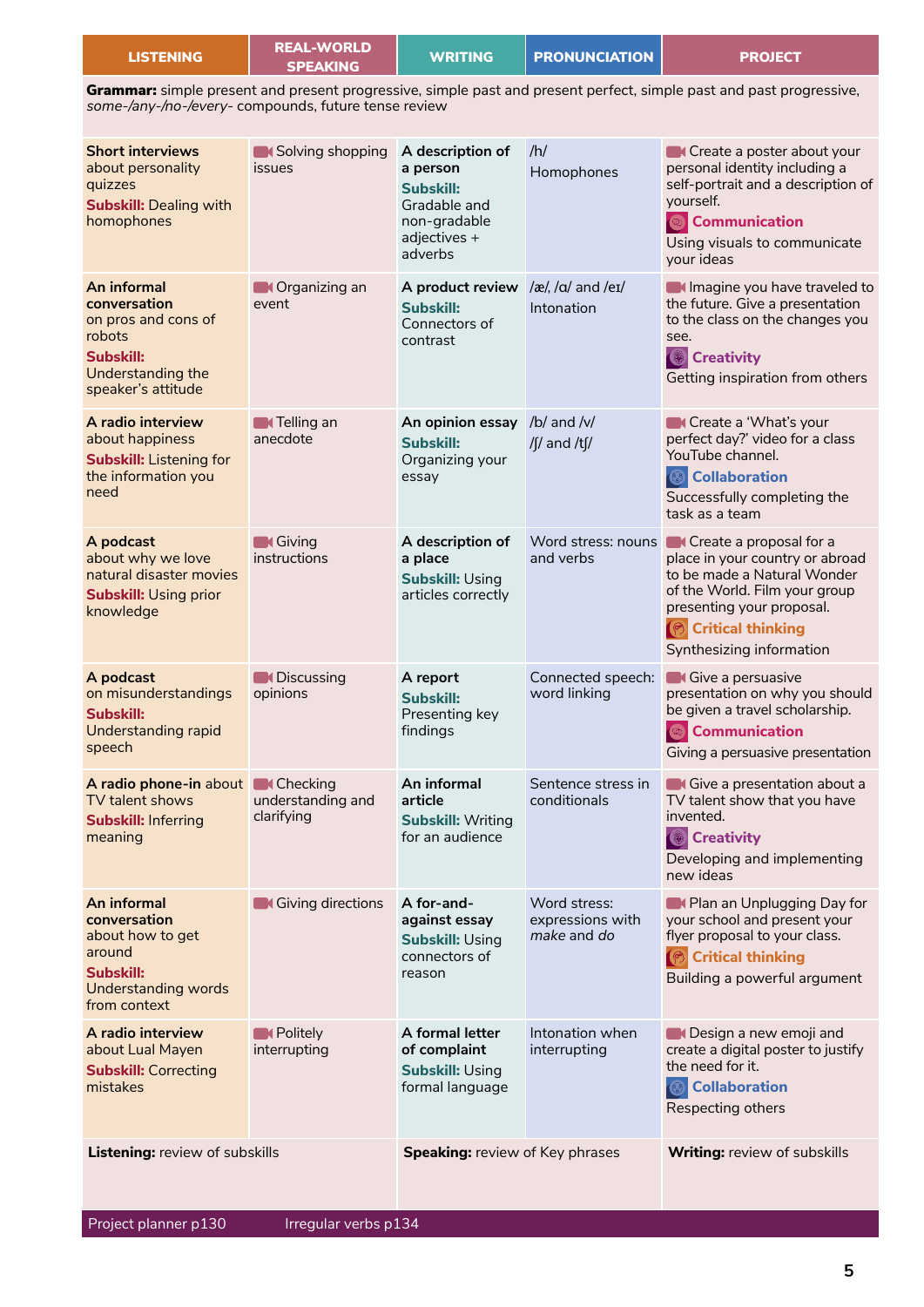| LISTENING | REAL-WORLD SPEAKING | WRITING | PRONUNCIATION | PROJECT |
|---|---|---|---|---|
| **Grammar:** simple present and present progressive, simple past and present perfect, simple past and past progressive, *some-/any-/no-/every-* compounds, future tense review | | | | |
| **Short interviews** about personality quizzes **Subskill:** Dealing with homophones | Solving shopping issues | **A description of a person** **Subskill:** Gradable and non-gradable adjectives + adverbs | /h/ Homophones | Create a poster about your personal identity including a self-portrait and a description of yourself. **Communication** Using visuals to communicate your ideas |
| **An informal conversation** on pros and cons of robots **Subskill:** Understanding the speaker's attitude | Organizing an event | **A product review** **Subskill:** Connectors of contrast | /æ/, /ɑ/ and /eɪ/ Intonation | Imagine you have traveled to the future. Give a presentation to the class on the changes you see. **Creativity** Getting inspiration from others |
| **A radio interview** about happiness **Subskill:** Listening for the information you need | Telling an anecdote | **An opinion essay** **Subskill:** Organizing your essay | /b/ and /v/ /ʃ/ and /tʃ/ | Create a 'What's your perfect day?' video for a class YouTube channel. **Collaboration** Successfully completing the task as a team |
| **A podcast** about why we love natural disaster movies **Subskill:** Using prior knowledge | Giving instructions | **A description of a place** **Subskill:** Using articles correctly | Word stress: nouns and verbs | Create a proposal for a place in your country or abroad to be made a Natural Wonder of the World. Film your group presenting your proposal. **Critical thinking** Synthesizing information |
| **A podcast** on misunderstandings **Subskill:** Understanding rapid speech | Discussing opinions | **A report** **Subskill:** Presenting key findings | Connected speech: word linking | Give a persuasive presentation on why you should be given a travel scholarship. **Communication** Giving a persuasive presentation |
| **A radio phone-in** about TV talent shows **Subskill:** Inferring meaning | Checking understanding and clarifying | **An informal article** **Subskill:** Writing for an audience | Sentence stress in conditionals | Give a presentation about a TV talent show that you have invented. **Creativity** Developing and implementing new ideas |
| **An informal conversation** about how to get around **Subskill:** Understanding words from context | Giving directions | **A for-and-against essay** **Subskill:** Using connectors of reason | Word stress: expressions with *make* and *do* | Plan an Unplugging Day for your school and present your flyer proposal to your class. **Critical thinking** Building a powerful argument |
| **A radio interview** about Lual Mayen **Subskill:** Correcting mistakes | Politely interrupting | **A formal letter of complaint** **Subskill:** Using formal language | Intonation when interrupting | Design a new emoji and create a digital poster to justify the need for it. **Collaboration** Respecting others |
| **Listening:** review of subskills | | **Speaking:** review of Key phrases | | **Writing:** review of subskills |

Project planner p130 Irregular verbs p134